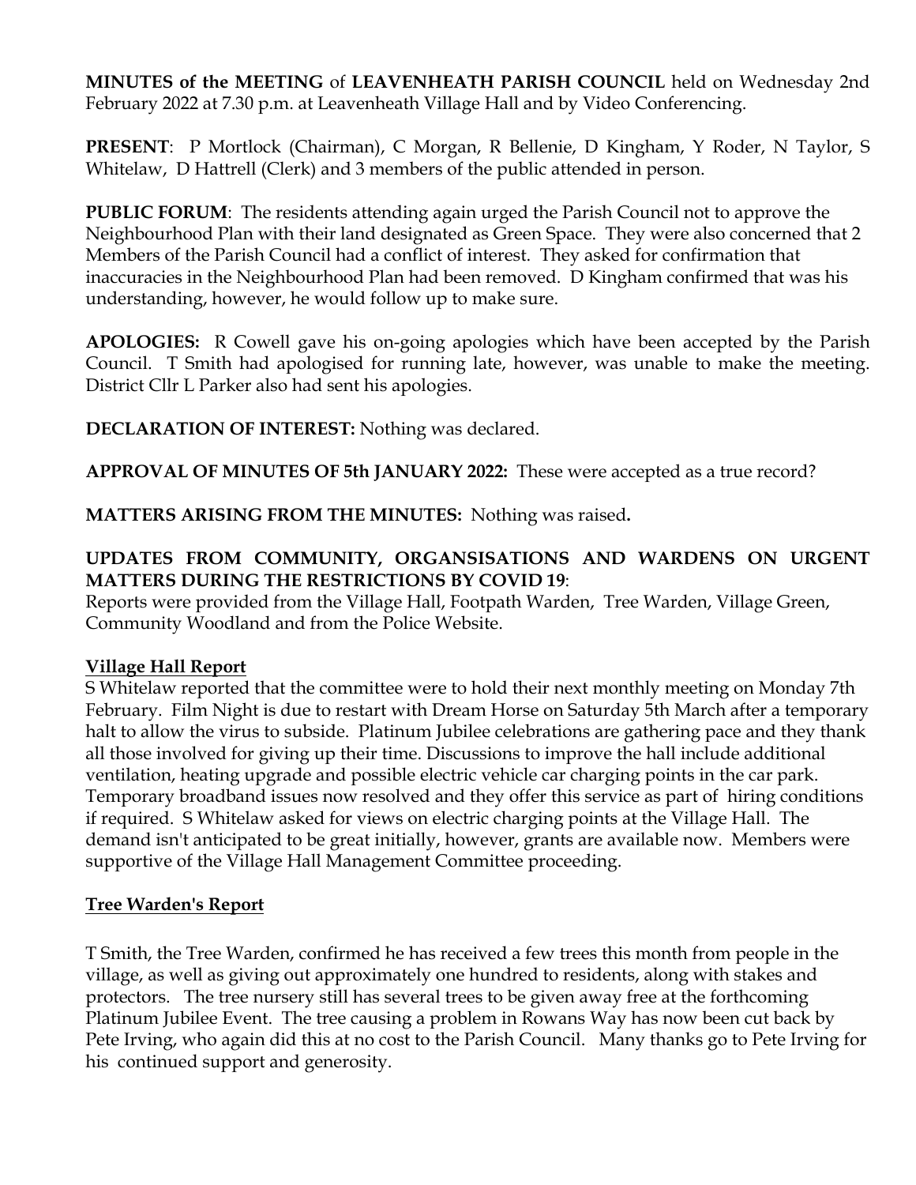**MINUTES of the MEETING** of **LEAVENHEATH PARISH COUNCIL** held on Wednesday 2nd February 2022 at 7.30 p.m. at Leavenheath Village Hall and by Video Conferencing.

**PRESENT**: P Mortlock (Chairman), C Morgan, R Bellenie, D Kingham, Y Roder, N Taylor, S Whitelaw, D Hattrell (Clerk) and 3 members of the public attended in person.

**PUBLIC FORUM**: The residents attending again urged the Parish Council not to approve the Neighbourhood Plan with their land designated as Green Space. They were also concerned that 2 Members of the Parish Council had a conflict of interest. They asked for confirmation that inaccuracies in the Neighbourhood Plan had been removed. D Kingham confirmed that was his understanding, however, he would follow up to make sure.

**APOLOGIES:** R Cowell gave his on-going apologies which have been accepted by the Parish Council. T Smith had apologised for running late, however, was unable to make the meeting. District Cllr L Parker also had sent his apologies.

**DECLARATION OF INTEREST:** Nothing was declared.

**APPROVAL OF MINUTES OF 5th JANUARY 2022:** These were accepted as a true record?

**MATTERS ARISING FROM THE MINUTES:** Nothing was raised**.**

**UPDATES FROM COMMUNITY, ORGANSISATIONS AND WARDENS ON URGENT MATTERS DURING THE RESTRICTIONS BY COVID 19**:
Reports were provided from the Village Hall, Footpath Warden, Tree Warden, Village Green, Community Woodland and from the Police Website.

**Village Hall Report**
S Whitelaw reported that the committee were to hold their next monthly meeting on Monday 7th February. Film Night is due to restart with Dream Horse on Saturday 5th March after a temporary halt to allow the virus to subside. Platinum Jubilee celebrations are gathering pace and they thank all those involved for giving up their time. Discussions to improve the hall include additional ventilation, heating upgrade and possible electric vehicle car charging points in the car park. Temporary broadband issues now resolved and they offer this service as part of hiring conditions if required. S Whitelaw asked for views on electric charging points at the Village Hall. The demand isn't anticipated to be great initially, however, grants are available now. Members were supportive of the Village Hall Management Committee proceeding.

**Tree Warden's Report**

T Smith, the Tree Warden, confirmed he has received a few trees this month from people in the village, as well as giving out approximately one hundred to residents, along with stakes and protectors. The tree nursery still has several trees to be given away free at the forthcoming Platinum Jubilee Event. The tree causing a problem in Rowans Way has now been cut back by Pete Irving, who again did this at no cost to the Parish Council. Many thanks go to Pete Irving for his continued support and generosity.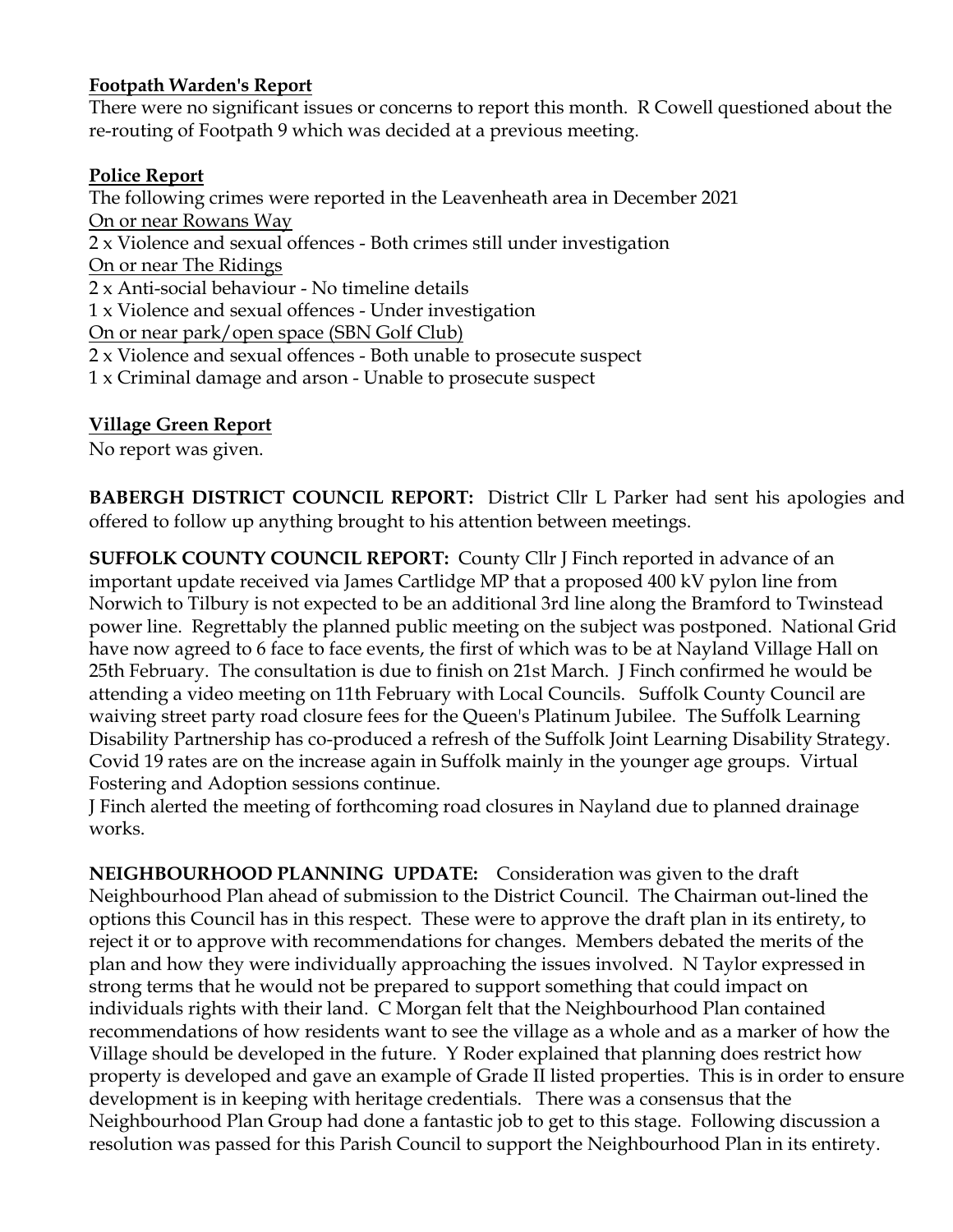**Footpath Warden's Report**

There were no significant issues or concerns to report this month. R Cowell questioned about the re-routing of Footpath 9 which was decided at a previous meeting.

**Police Report**

The following crimes were reported in the Leavenheath area in December 2021

On or near Rowans Way

2 x Violence and sexual offences - Both crimes still under investigation

On or near The Ridings

2 x Anti-social behaviour - No timeline details

1 x Violence and sexual offences - Under investigation

On or near park/open space (SBN Golf Club)

2 x Violence and sexual offences - Both unable to prosecute suspect

1 x Criminal damage and arson - Unable to prosecute suspect

**Village Green Report**

No report was given.

**BABERGH DISTRICT COUNCIL REPORT:** District Cllr L Parker had sent his apologies and offered to follow up anything brought to his attention between meetings.

**SUFFOLK COUNTY COUNCIL REPORT:** County Cllr J Finch reported in advance of an important update received via James Cartlidge MP that a proposed 400 kV pylon line from Norwich to Tilbury is not expected to be an additional 3rd line along the Bramford to Twinstead power line. Regrettably the planned public meeting on the subject was postponed. National Grid have now agreed to 6 face to face events, the first of which was to be at Nayland Village Hall on 25th February. The consultation is due to finish on 21st March. J Finch confirmed he would be attending a video meeting on 11th February with Local Councils. Suffolk County Council are waiving street party road closure fees for the Queen's Platinum Jubilee. The Suffolk Learning Disability Partnership has co-produced a refresh of the Suffolk Joint Learning Disability Strategy. Covid 19 rates are on the increase again in Suffolk mainly in the younger age groups. Virtual Fostering and Adoption sessions continue.

J Finch alerted the meeting of forthcoming road closures in Nayland due to planned drainage works.

**NEIGHBOURHOOD PLANNING UPDATE:** Consideration was given to the draft Neighbourhood Plan ahead of submission to the District Council. The Chairman out-lined the options this Council has in this respect. These were to approve the draft plan in its entirety, to reject it or to approve with recommendations for changes. Members debated the merits of the plan and how they were individually approaching the issues involved. N Taylor expressed in strong terms that he would not be prepared to support something that could impact on individuals rights with their land. C Morgan felt that the Neighbourhood Plan contained recommendations of how residents want to see the village as a whole and as a marker of how the Village should be developed in the future. Y Roder explained that planning does restrict how property is developed and gave an example of Grade II listed properties. This is in order to ensure development is in keeping with heritage credentials. There was a consensus that the Neighbourhood Plan Group had done a fantastic job to get to this stage. Following discussion a resolution was passed for this Parish Council to support the Neighbourhood Plan in its entirety.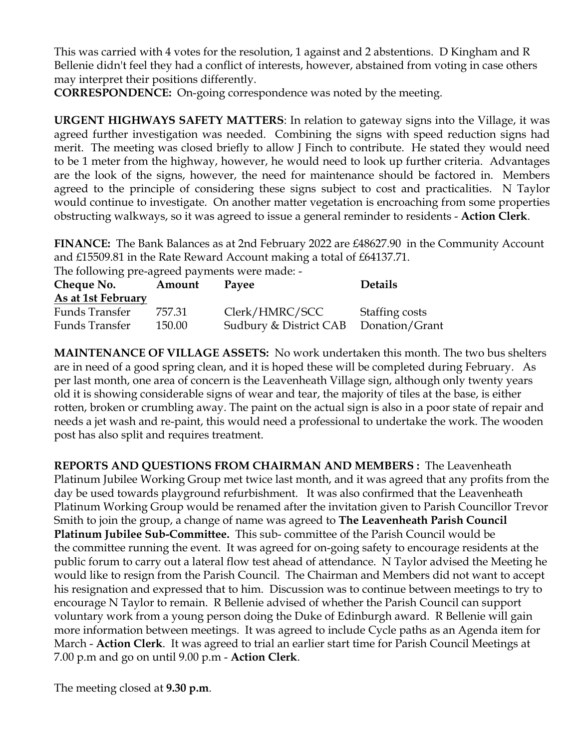This was carried with 4 votes for the resolution, 1 against and 2 abstentions. D Kingham and R Bellenie didn't feel they had a conflict of interests, however, abstained from voting in case others may interpret their positions differently.

**CORRESPONDENCE:** On-going correspondence was noted by the meeting.

**URGENT HIGHWAYS SAFETY MATTERS**: In relation to gateway signs into the Village, it was agreed further investigation was needed. Combining the signs with speed reduction signs had merit. The meeting was closed briefly to allow J Finch to contribute. He stated they would need to be 1 meter from the highway, however, he would need to look up further criteria. Advantages are the look of the signs, however, the need for maintenance should be factored in. Members agreed to the principle of considering these signs subject to cost and practicalities. N Taylor would continue to investigate. On another matter vegetation is encroaching from some properties obstructing walkways, so it was agreed to issue a general reminder to residents - **Action Clerk**.

**FINANCE:** The Bank Balances as at 2nd February 2022 are £48627.90 in the Community Account and £15509.81 in the Rate Reward Account making a total of £64137.71.

The following pre-agreed payments were made: -

| Cheque No. | Amount | Payee | Details |
|---|---|---|---|
| As at 1st February | | | |
| Funds Transfer | 757.31 | Clerk/HMRC/SCC | Staffing costs |
| Funds Transfer | 150.00 | Sudbury & District CAB | Donation/Grant |

**MAINTENANCE OF VILLAGE ASSETS:** No work undertaken this month. The two bus shelters are in need of a good spring clean, and it is hoped these will be completed during February. As per last month, one area of concern is the Leavenheath Village sign, although only twenty years old it is showing considerable signs of wear and tear, the majority of tiles at the base, is either rotten, broken or crumbling away. The paint on the actual sign is also in a poor state of repair and needs a jet wash and re-paint, this would need a professional to undertake the work. The wooden post has also split and requires treatment.

**REPORTS AND QUESTIONS FROM CHAIRMAN AND MEMBERS :** The Leavenheath Platinum Jubilee Working Group met twice last month, and it was agreed that any profits from the day be used towards playground refurbishment. It was also confirmed that the Leavenheath Platinum Working Group would be renamed after the invitation given to Parish Councillor Trevor Smith to join the group, a change of name was agreed to **The Leavenheath Parish Council Platinum Jubilee Sub-Committee.** This sub- committee of the Parish Council would be the committee running the event. It was agreed for on-going safety to encourage residents at the public forum to carry out a lateral flow test ahead of attendance. N Taylor advised the Meeting he would like to resign from the Parish Council. The Chairman and Members did not want to accept his resignation and expressed that to him. Discussion was to continue between meetings to try to encourage N Taylor to remain. R Bellenie advised of whether the Parish Council can support voluntary work from a young person doing the Duke of Edinburgh award. R Bellenie will gain more information between meetings. It was agreed to include Cycle paths as an Agenda item for March - **Action Clerk**. It was agreed to trial an earlier start time for Parish Council Meetings at 7.00 p.m and go on until 9.00 p.m - **Action Clerk**.

The meeting closed at **9.30 p.m**.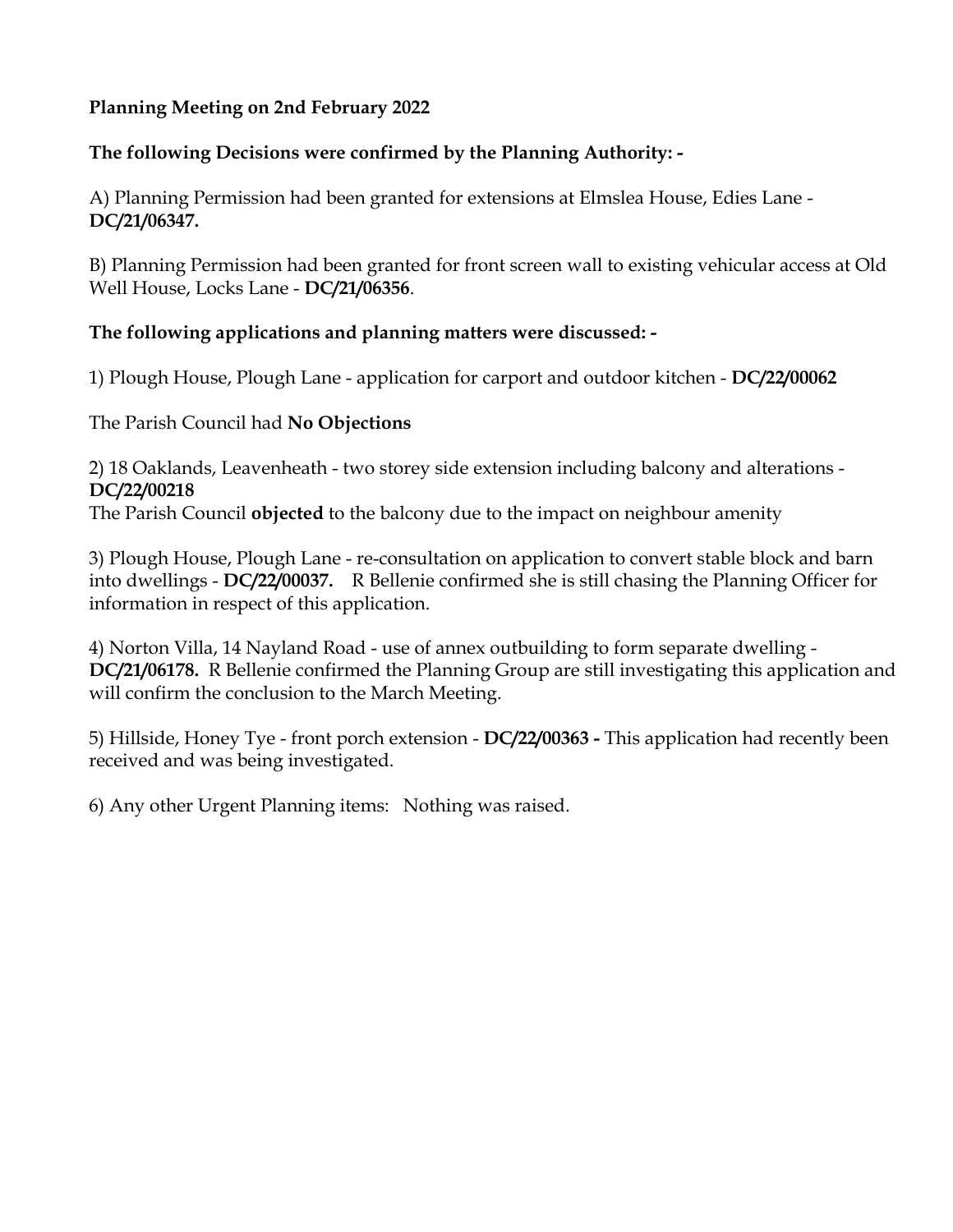**Planning Meeting on 2nd February 2022**

**The following Decisions were confirmed by the Planning Authority: -**

A) Planning Permission had been granted for extensions at Elmslea House, Edies Lane - **DC/21/06347.**

B) Planning Permission had been granted for front screen wall to existing vehicular access at Old Well House, Locks Lane - **DC/21/06356**.

**The following applications and planning matters were discussed: -**

1) Plough House, Plough Lane - application for carport and outdoor kitchen - **DC/22/00062**

The Parish Council had **No Objections**

2) 18 Oaklands, Leavenheath - two storey side extension including balcony and alterations - **DC/22/00218**
The Parish Council **objected** to the balcony due to the impact on neighbour amenity

3) Plough House, Plough Lane - re-consultation on application to convert stable block and barn into dwellings - **DC/22/00037.** R Bellenie confirmed she is still chasing the Planning Officer for information in respect of this application.

4) Norton Villa, 14 Nayland Road - use of annex outbuilding to form separate dwelling - **DC/21/06178.** R Bellenie confirmed the Planning Group are still investigating this application and will confirm the conclusion to the March Meeting.

5) Hillside, Honey Tye - front porch extension - **DC/22/00363 -** This application had recently been received and was being investigated.

6) Any other Urgent Planning items: Nothing was raised.